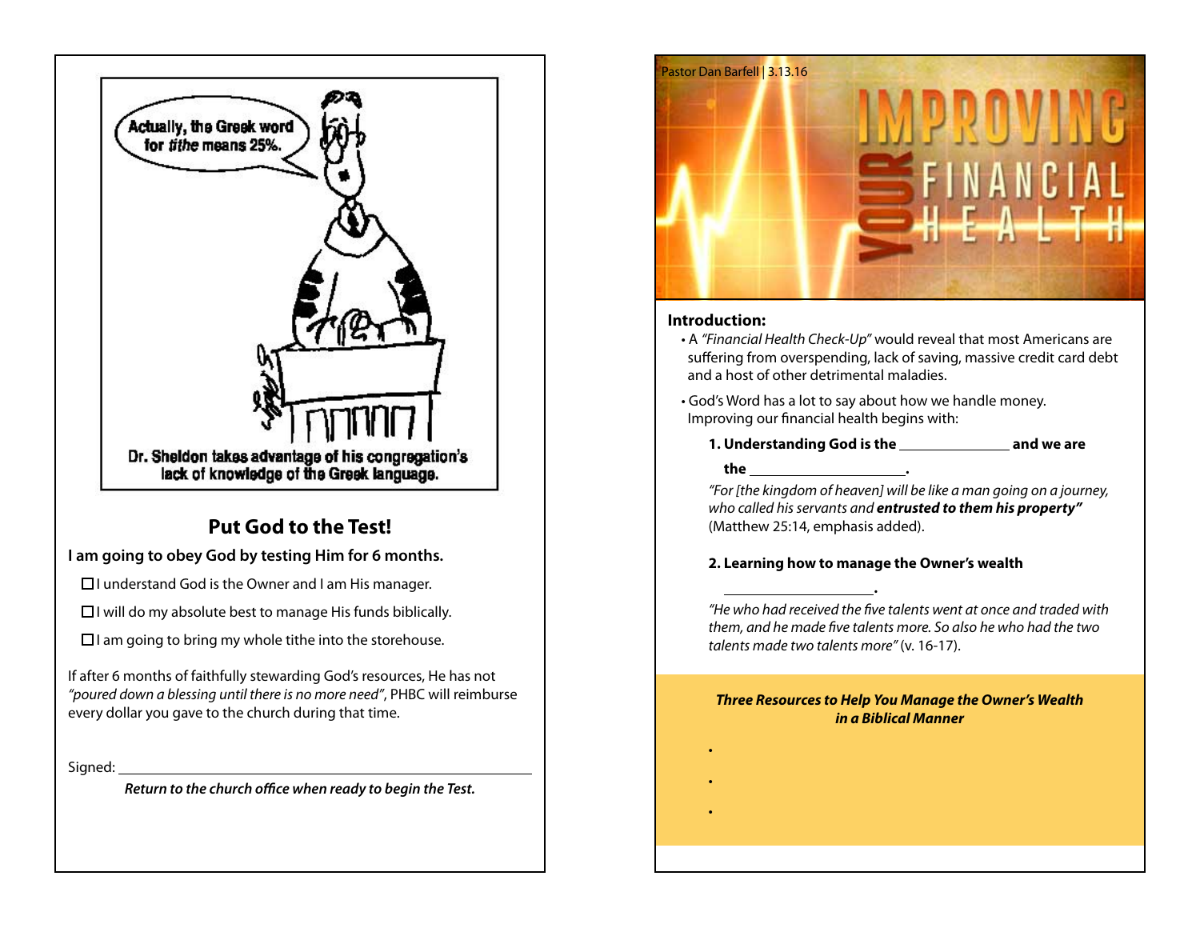Actually, the Greek word for *tithe* means 25%.

Dr. Sheldon takes advantage of his congregation's lack of knowledge of the Greek language.

## Put God to the Test!

**I am going to obey God by testing Him for 6 months.**

- ☐ I understand God is the Owner and I am His manager.
- ☐ I will do my absolute best to manage His funds biblically.
- ☐ I am going to bring my whole tithe into the storehouse.

If after 6 months of faithfully stewarding God's resources, He has not *"poured down a blessing until there is no more need"*, PHBC will reimburse every dollar you gave to the church during that time.

Signed: ______________________________________________

***Return to the church office when ready to begin the Test.***

Pastor Dan Barfell | 3.13.16

# IMPROVING YOUR FINANCIAL HEALTH

**Introduction:**

- A *"Financial Health Check-Up"* would reveal that most Americans are suffering from overspending, lack of saving, massive credit card debt and a host of other detrimental maladies.
- God's Word has a lot to say about how we handle money. Improving our financial health begins with:

**1. Understanding God is the ______________ and we are the ____________________.**

*"For [the kingdom of heaven] will be like a man going on a journey, who called his servants and* ***entrusted to them his property"*** (Matthew 25:14, emphasis added).

**2. Learning how to manage the Owner's wealth ____________________.**

*"He who had received the five talents went at once and traded with them, and he made five talents more. So also he who had the two talents made two talents more"* (v. 16-17).

***Three Resources to Help You Manage the Owner's Wealth in a Biblical Manner***

- 
- 
-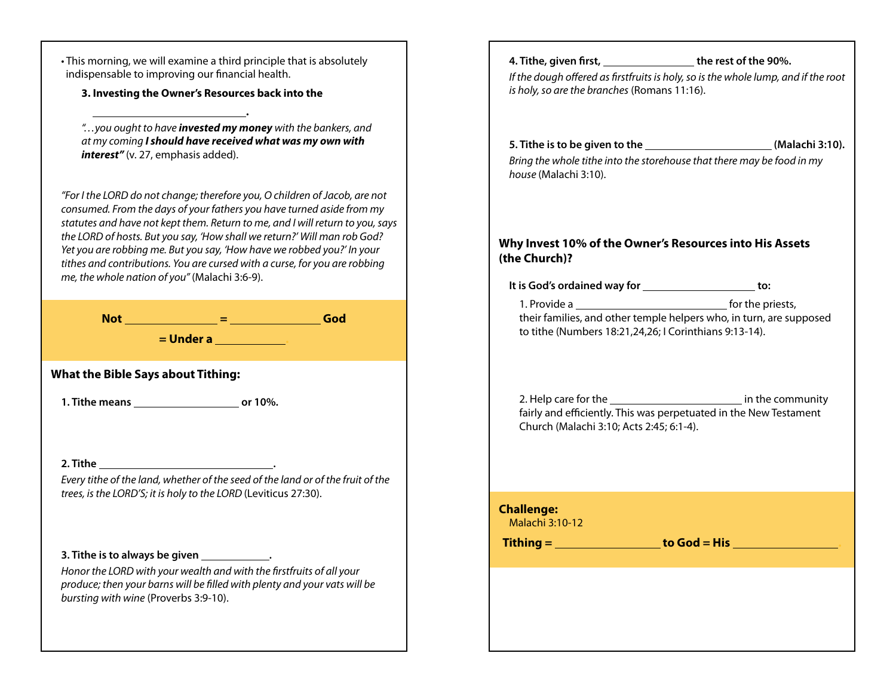• This morning, we will examine a third principle that is absolutely indispensable to improving our financial health.

**3. Investing the Owner's Resources back into the**

**\_\_\_\_\_\_\_\_\_\_\_\_\_\_\_\_\_\_\_\_\_\_\_\_\_\_.**

*"…you ought to have* ***invested my money*** *with the bankers, and at my coming* ***I should have received what was my own with interest"*** (v. 27, emphasis added).

*"For I the LORD do not change; therefore you, O children of Jacob, are not consumed. From the days of your fathers you have turned aside from my statutes and have not kept them. Return to me, and I will return to you, says the LORD of hosts. But you say, 'How shall we return?' Will man rob God? Yet you are robbing me. But you say, 'How have we robbed you?' In your tithes and contributions. You are cursed with a curse, for you are robbing me, the whole nation of you"* (Malachi 3:6-9).

**Not \_\_\_\_\_\_\_\_\_\_\_\_\_\_\_ = \_\_\_\_\_\_\_\_\_\_\_\_\_\_\_ God**

**= Under a \_\_\_\_\_\_\_\_\_\_\_\_**

**What the Bible Says about Tithing:**

**1. Tithe means \_\_\_\_\_\_\_\_\_\_\_\_\_\_\_\_\_\_ or 10%.**

**2. Tithe \_\_\_\_\_\_\_\_\_\_\_\_\_\_\_\_\_\_\_\_\_\_\_\_\_\_\_\_\_\_\_.**

*Every tithe of the land, whether of the seed of the land or of the fruit of the trees, is the LORD'S; it is holy to the LORD* (Leviticus 27:30).

**3. Tithe is to always be given \_\_\_\_\_\_\_\_\_\_\_\_.**

*Honor the LORD with your wealth and with the firstfruits of all your produce; then your barns will be filled with plenty and your vats will be bursting with wine* (Proverbs 3:9-10).

**4. Tithe, given first, \_\_\_\_\_\_\_\_\_\_\_\_\_\_\_\_ the rest of the 90%.**

*If the dough offered as firstfruits is holy, so is the whole lump, and if the root is holy, so are the branches* (Romans 11:16).

**5. Tithe is to be given to the \_\_\_\_\_\_\_\_\_\_\_\_\_\_\_\_\_\_\_\_\_\_ (Malachi 3:10).**

*Bring the whole tithe into the storehouse that there may be food in my house* (Malachi 3:10).

**Why Invest 10% of the Owner's Resources into His Assets (the Church)?**

**It is God's ordained way for \_\_\_\_\_\_\_\_\_\_\_\_\_\_\_\_\_\_\_\_ to:**

1. Provide a \_\_\_\_\_\_\_\_\_\_\_\_\_\_\_\_\_\_\_\_\_\_\_\_\_\_ for the priests, their families, and other temple helpers who, in turn, are supposed to tithe (Numbers 18:21,24,26; I Corinthians 9:13-14).

2. Help care for the \_\_\_\_\_\_\_\_\_\_\_\_\_\_\_\_\_\_\_\_\_\_\_ in the community fairly and efficiently. This was perpetuated in the New Testament Church (Malachi 3:10; Acts 2:45; 6:1-4).

**Challenge:**
Malachi 3:10-12

**Tithing = \_\_\_\_\_\_\_\_\_\_\_\_\_\_\_\_\_\_ to God = His \_\_\_\_\_\_\_\_\_\_\_\_\_\_\_\_\_\_**